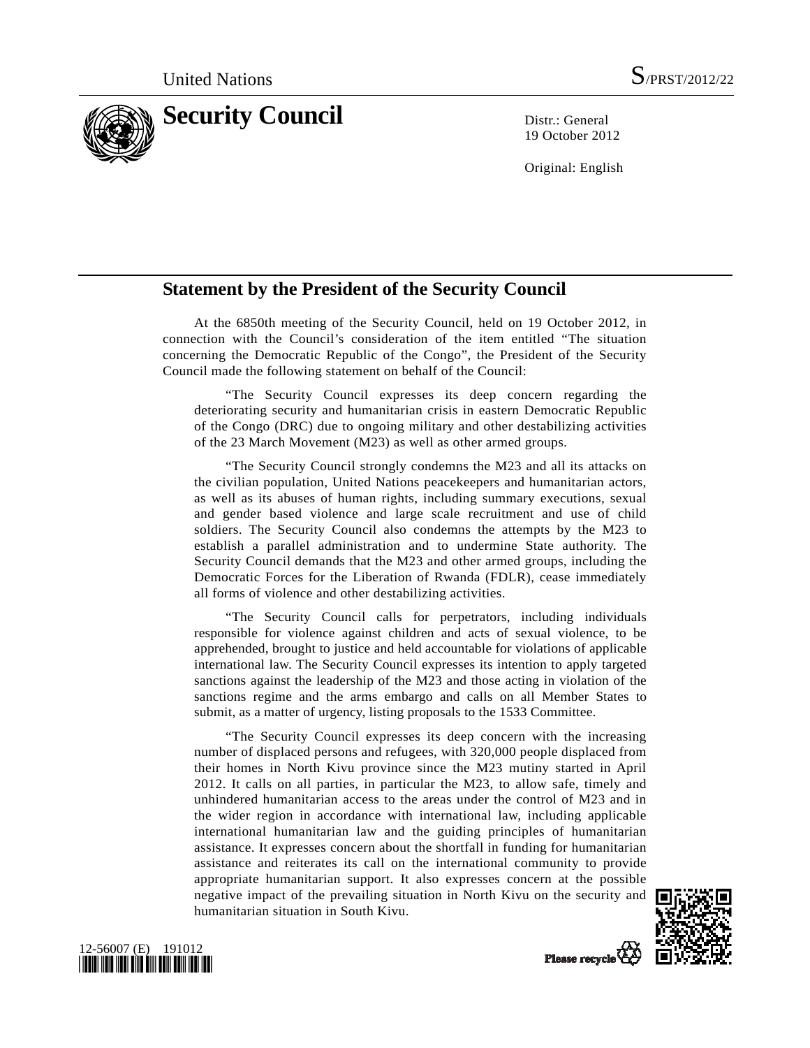United Nations S/PRST/2012/22

# Security Council

Distr.: General
19 October 2012

Original: English

## Statement by the President of the Security Council

At the 6850th meeting of the Security Council, held on 19 October 2012, in connection with the Council's consideration of the item entitled "The situation concerning the Democratic Republic of the Congo", the President of the Security Council made the following statement on behalf of the Council:

"The Security Council expresses its deep concern regarding the deteriorating security and humanitarian crisis in eastern Democratic Republic of the Congo (DRC) due to ongoing military and other destabilizing activities of the 23 March Movement (M23) as well as other armed groups.

"The Security Council strongly condemns the M23 and all its attacks on the civilian population, United Nations peacekeepers and humanitarian actors, as well as its abuses of human rights, including summary executions, sexual and gender based violence and large scale recruitment and use of child soldiers. The Security Council also condemns the attempts by the M23 to establish a parallel administration and to undermine State authority. The Security Council demands that the M23 and other armed groups, including the Democratic Forces for the Liberation of Rwanda (FDLR), cease immediately all forms of violence and other destabilizing activities.

"The Security Council calls for perpetrators, including individuals responsible for violence against children and acts of sexual violence, to be apprehended, brought to justice and held accountable for violations of applicable international law. The Security Council expresses its intention to apply targeted sanctions against the leadership of the M23 and those acting in violation of the sanctions regime and the arms embargo and calls on all Member States to submit, as a matter of urgency, listing proposals to the 1533 Committee.

"The Security Council expresses its deep concern with the increasing number of displaced persons and refugees, with 320,000 people displaced from their homes in North Kivu province since the M23 mutiny started in April 2012. It calls on all parties, in particular the M23, to allow safe, timely and unhindered humanitarian access to the areas under the control of M23 and in the wider region in accordance with international law, including applicable international humanitarian law and the guiding principles of humanitarian assistance. It expresses concern about the shortfall in funding for humanitarian assistance and reiterates its call on the international community to provide appropriate humanitarian support. It also expresses concern at the possible negative impact of the prevailing situation in North Kivu on the security and humanitarian situation in South Kivu.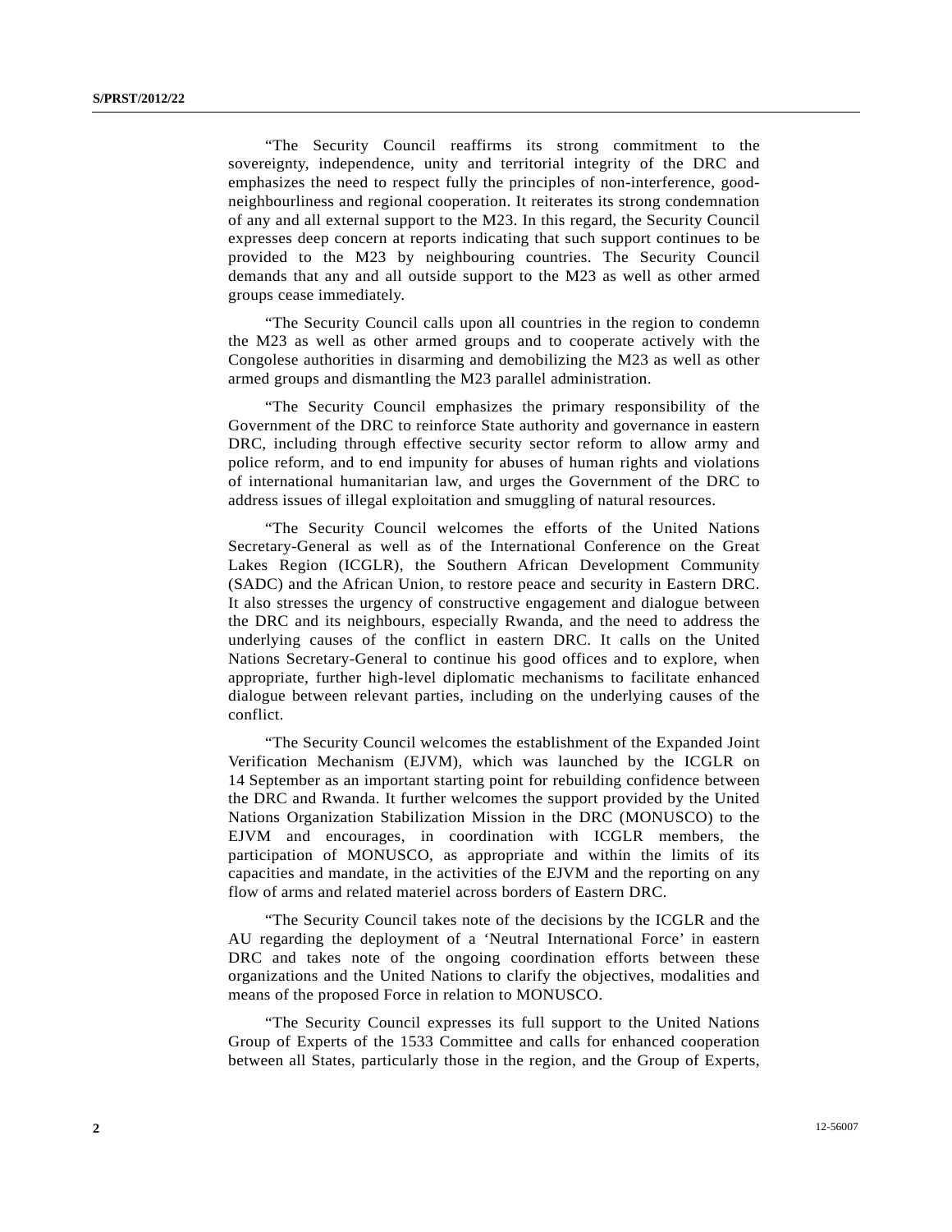"The Security Council reaffirms its strong commitment to the sovereignty, independence, unity and territorial integrity of the DRC and emphasizes the need to respect fully the principles of non-interference, good-neighbourliness and regional cooperation. It reiterates its strong condemnation of any and all external support to the M23. In this regard, the Security Council expresses deep concern at reports indicating that such support continues to be provided to the M23 by neighbouring countries. The Security Council demands that any and all outside support to the M23 as well as other armed groups cease immediately.

"The Security Council calls upon all countries in the region to condemn the M23 as well as other armed groups and to cooperate actively with the Congolese authorities in disarming and demobilizing the M23 as well as other armed groups and dismantling the M23 parallel administration.

"The Security Council emphasizes the primary responsibility of the Government of the DRC to reinforce State authority and governance in eastern DRC, including through effective security sector reform to allow army and police reform, and to end impunity for abuses of human rights and violations of international humanitarian law, and urges the Government of the DRC to address issues of illegal exploitation and smuggling of natural resources.

"The Security Council welcomes the efforts of the United Nations Secretary-General as well as of the International Conference on the Great Lakes Region (ICGLR), the Southern African Development Community (SADC) and the African Union, to restore peace and security in Eastern DRC. It also stresses the urgency of constructive engagement and dialogue between the DRC and its neighbours, especially Rwanda, and the need to address the underlying causes of the conflict in eastern DRC. It calls on the United Nations Secretary-General to continue his good offices and to explore, when appropriate, further high-level diplomatic mechanisms to facilitate enhanced dialogue between relevant parties, including on the underlying causes of the conflict.

"The Security Council welcomes the establishment of the Expanded Joint Verification Mechanism (EJVM), which was launched by the ICGLR on 14 September as an important starting point for rebuilding confidence between the DRC and Rwanda. It further welcomes the support provided by the United Nations Organization Stabilization Mission in the DRC (MONUSCO) to the EJVM and encourages, in coordination with ICGLR members, the participation of MONUSCO, as appropriate and within the limits of its capacities and mandate, in the activities of the EJVM and the reporting on any flow of arms and related materiel across borders of Eastern DRC.

"The Security Council takes note of the decisions by the ICGLR and the AU regarding the deployment of a 'Neutral International Force' in eastern DRC and takes note of the ongoing coordination efforts between these organizations and the United Nations to clarify the objectives, modalities and means of the proposed Force in relation to MONUSCO.

"The Security Council expresses its full support to the United Nations Group of Experts of the 1533 Committee and calls for enhanced cooperation between all States, particularly those in the region, and the Group of Experts,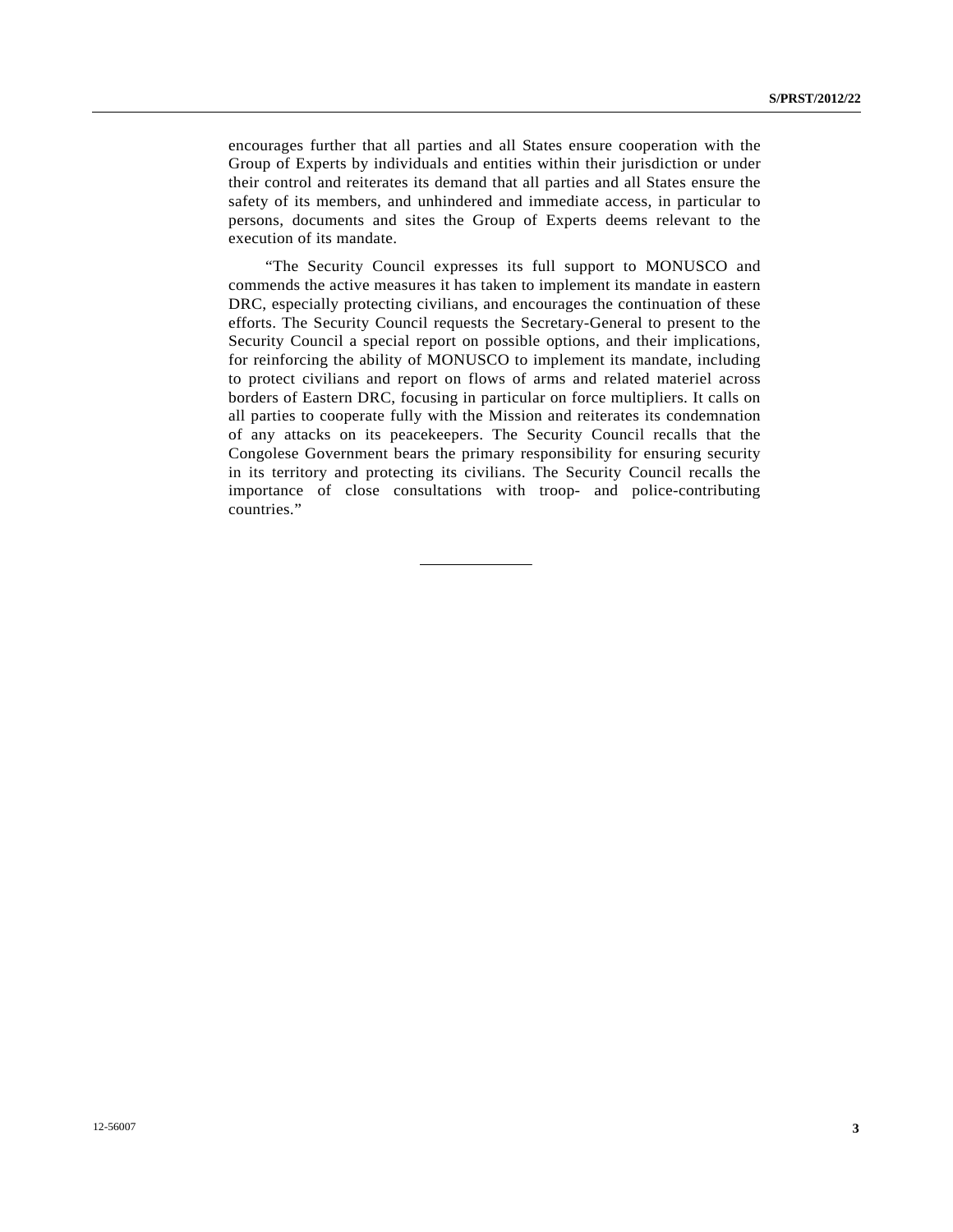encourages further that all parties and all States ensure cooperation with the Group of Experts by individuals and entities within their jurisdiction or under their control and reiterates its demand that all parties and all States ensure the safety of its members, and unhindered and immediate access, in particular to persons, documents and sites the Group of Experts deems relevant to the execution of its mandate.

"The Security Council expresses its full support to MONUSCO and commends the active measures it has taken to implement its mandate in eastern DRC, especially protecting civilians, and encourages the continuation of these efforts. The Security Council requests the Secretary-General to present to the Security Council a special report on possible options, and their implications, for reinforcing the ability of MONUSCO to implement its mandate, including to protect civilians and report on flows of arms and related materiel across borders of Eastern DRC, focusing in particular on force multipliers. It calls on all parties to cooperate fully with the Mission and reiterates its condemnation of any attacks on its peacekeepers. The Security Council recalls that the Congolese Government bears the primary responsibility for ensuring security in its territory and protecting its civilians. The Security Council recalls the importance of close consultations with troop- and police-contributing countries."